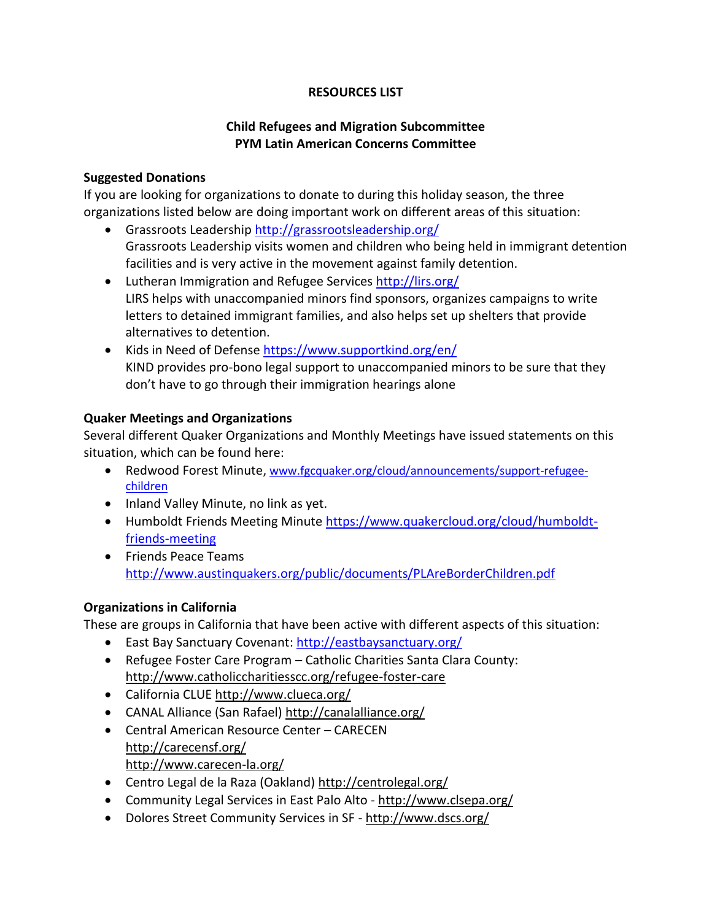# RESOURCES LIST

## Child Refugees and Migration Subcommittee
## PYM Latin American Concerns Committee

### Suggested Donations

If you are looking for organizations to donate to during this holiday season, the three organizations listed below are doing important work on different areas of this situation:

- Grassroots Leadership http://grassrootsleadership.org/
  Grassroots Leadership visits women and children who being held in immigrant detention facilities and is very active in the movement against family detention.
- Lutheran Immigration and Refugee Services http://lirs.org/
  LIRS helps with unaccompanied minors find sponsors, organizes campaigns to write letters to detained immigrant families, and also helps set up shelters that provide alternatives to detention.
- Kids in Need of Defense https://www.supportkind.org/en/
  KIND provides pro-bono legal support to unaccompanied minors to be sure that they don't have to go through their immigration hearings alone

### Quaker Meetings and Organizations

Several different Quaker Organizations and Monthly Meetings have issued statements on this situation, which can be found here:

- Redwood Forest Minute, www.fgcquaker.org/cloud/announcements/support-refugee-children
- Inland Valley Minute, no link as yet.
- Humboldt Friends Meeting Minute https://www.quakercloud.org/cloud/humboldt-friends-meeting
- Friends Peace Teams
  http://www.austinquakers.org/public/documents/PLAreBorderChildren.pdf

### Organizations in California

These are groups in California that have been active with different aspects of this situation:

- East Bay Sanctuary Covenant: http://eastbaysanctuary.org/
- Refugee Foster Care Program – Catholic Charities Santa Clara County:
  http://www.catholiccharitiesscc.org/refugee-foster-care
- California CLUE http://www.clueca.org/
- CANAL Alliance (San Rafael) http://canalalliance.org/
- Central American Resource Center – CARECEN
  http://carecensf.org/
  http://www.carecen-la.org/
- Centro Legal de la Raza (Oakland) http://centrolegal.org/
- Community Legal Services in East Palo Alto - http://www.clsepa.org/
- Dolores Street Community Services in SF - http://www.dscs.org/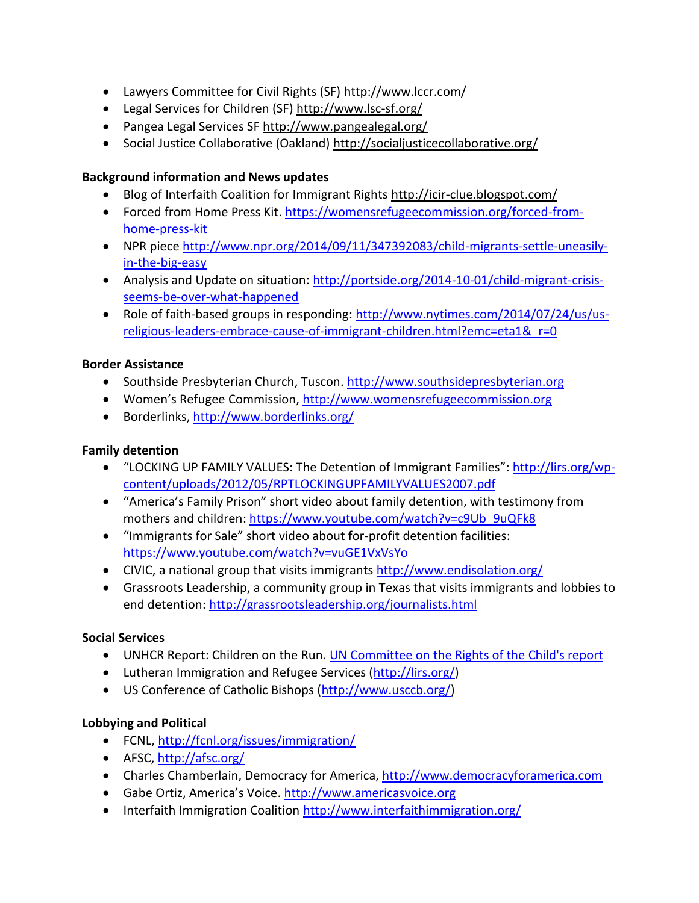- Lawyers Committee for Civil Rights (SF) http://www.lccr.com/
- Legal Services for Children (SF) http://www.lsc-sf.org/
- Pangea Legal Services SF http://www.pangealegal.org/
- Social Justice Collaborative (Oakland) http://socialjusticecollaborative.org/

**Background information and News updates**

- Blog of Interfaith Coalition for Immigrant Rights http://icir-clue.blogspot.com/
- Forced from Home Press Kit. https://womensrefugeecommission.org/forced-from-home-press-kit
- NPR piece http://www.npr.org/2014/09/11/347392083/child-migrants-settle-uneasily-in-the-big-easy
- Analysis and Update on situation: http://portside.org/2014-10-01/child-migrant-crisis-seems-be-over-what-happened
- Role of faith-based groups in responding: http://www.nytimes.com/2014/07/24/us/us-religious-leaders-embrace-cause-of-immigrant-children.html?emc=eta1&_r=0

**Border Assistance**

- Southside Presbyterian Church, Tuscon. http://www.southsidepresbyterian.org
- Women's Refugee Commission, http://www.womensrefugeecommission.org
- Borderlinks, http://www.borderlinks.org/

**Family detention**

- "LOCKING UP FAMILY VALUES: The Detention of Immigrant Families": http://lirs.org/wp-content/uploads/2012/05/RPTLOCKINGUPFAMILYVALUES2007.pdf
- "America's Family Prison" short video about family detention, with testimony from mothers and children: https://www.youtube.com/watch?v=c9Ub_9uQFk8
- "Immigrants for Sale" short video about for-profit detention facilities: https://www.youtube.com/watch?v=vuGE1VxVsYo
- CIVIC, a national group that visits immigrants http://www.endisolation.org/
- Grassroots Leadership, a community group in Texas that visits immigrants and lobbies to end detention: http://grassrootsleadership.org/journalists.html

**Social Services**

- UNHCR Report: Children on the Run. UN Committee on the Rights of the Child's report
- Lutheran Immigration and Refugee Services (http://lirs.org/)
- US Conference of Catholic Bishops (http://www.usccb.org/)

**Lobbying and Political**

- FCNL, http://fcnl.org/issues/immigration/
- AFSC, http://afsc.org/
- Charles Chamberlain, Democracy for America, http://www.democracyforamerica.com
- Gabe Ortiz, America's Voice. http://www.americasvoice.org
- Interfaith Immigration Coalition http://www.interfaithimmigration.org/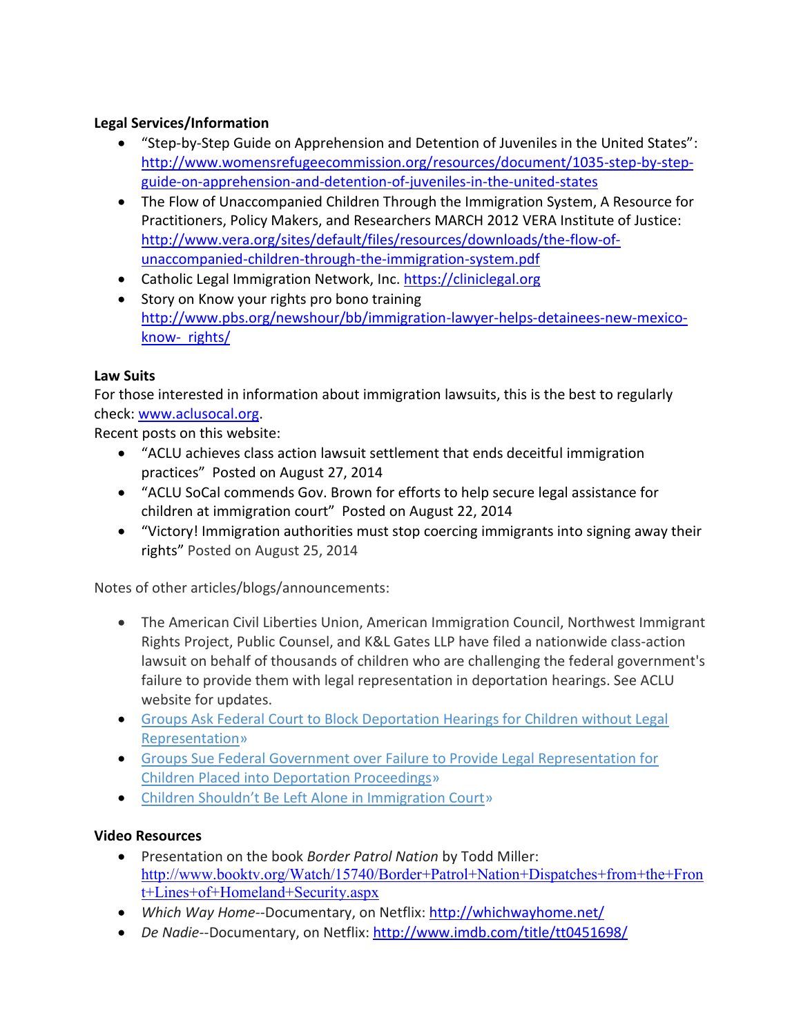**Legal Services/Information**

- "Step-by-Step Guide on Apprehension and Detention of Juveniles in the United States": http://www.womensrefugeecommission.org/resources/document/1035-step-by-step-guide-on-apprehension-and-detention-of-juveniles-in-the-united-states
- The Flow of Unaccompanied Children Through the Immigration System, A Resource for Practitioners, Policy Makers, and Researchers MARCH 2012 VERA Institute of Justice: http://www.vera.org/sites/default/files/resources/downloads/the-flow-of-unaccompanied-children-through-the-immigration-system.pdf
- Catholic Legal Immigration Network, Inc. https://cliniclegal.org
- Story on Know your rights pro bono training http://www.pbs.org/newshour/bb/immigration-lawyer-helps-detainees-new-mexico-know- rights/

**Law Suits**

For those interested in information about immigration lawsuits, this is the best to regularly check: www.aclusocal.org.

Recent posts on this website:

- "ACLU achieves class action lawsuit settlement that ends deceitful immigration practices" Posted on August 27, 2014
- "ACLU SoCal commends Gov. Brown for efforts to help secure legal assistance for children at immigration court" Posted on August 22, 2014
- "Victory! Immigration authorities must stop coercing immigrants into signing away their rights" Posted on August 25, 2014

Notes of other articles/blogs/announcements:

- The American Civil Liberties Union, American Immigration Council, Northwest Immigrant Rights Project, Public Counsel, and K&L Gates LLP have filed a nationwide class-action lawsuit on behalf of thousands of children who are challenging the federal government's failure to provide them with legal representation in deportation hearings. See ACLU website for updates.
- Groups Ask Federal Court to Block Deportation Hearings for Children without Legal Representation»
- Groups Sue Federal Government over Failure to Provide Legal Representation for Children Placed into Deportation Proceedings»
- Children Shouldn't Be Left Alone in Immigration Court»

**Video Resources**

- Presentation on the book *Border Patrol Nation* by Todd Miller: http://www.booktv.org/Watch/15740/Border+Patrol+Nation+Dispatches+from+the+Front+Lines+of+Homeland+Security.aspx
- *Which Way Home*--Documentary, on Netflix: http://whichwayhome.net/
- *De Nadie*--Documentary, on Netflix: http://www.imdb.com/title/tt0451698/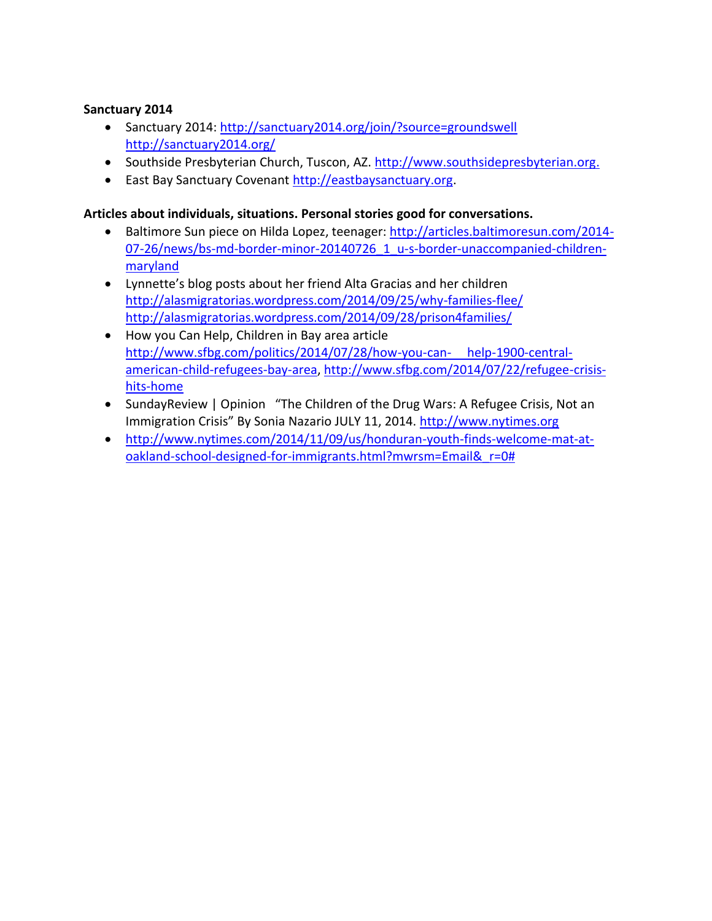**Sanctuary 2014**

- Sanctuary 2014: http://sanctuary2014.org/join/?source=groundswell http://sanctuary2014.org/
- Southside Presbyterian Church, Tuscon, AZ. http://www.southsidepresbyterian.org.
- East Bay Sanctuary Covenant http://eastbaysanctuary.org.

**Articles about individuals, situations. Personal stories good for conversations.**

- Baltimore Sun piece on Hilda Lopez, teenager: http://articles.baltimoresun.com/2014-07-26/news/bs-md-border-minor-20140726_1_u-s-border-unaccompanied-children-maryland
- Lynnette's blog posts about her friend Alta Gracias and her children http://alasmigratorias.wordpress.com/2014/09/25/why-families-flee/ http://alasmigratorias.wordpress.com/2014/09/28/prison4families/
- How you Can Help, Children in Bay area article http://www.sfbg.com/politics/2014/07/28/how-you-can- help-1900-central-american-child-refugees-bay-area, http://www.sfbg.com/2014/07/22/refugee-crisis-hits-home
- SundayReview | Opinion "The Children of the Drug Wars: A Refugee Crisis, Not an Immigration Crisis" By Sonia Nazario JULY 11, 2014. http://www.nytimes.org
- http://www.nytimes.com/2014/11/09/us/honduran-youth-finds-welcome-mat-at-oakland-school-designed-for-immigrants.html?mwrsm=Email&_r=0#